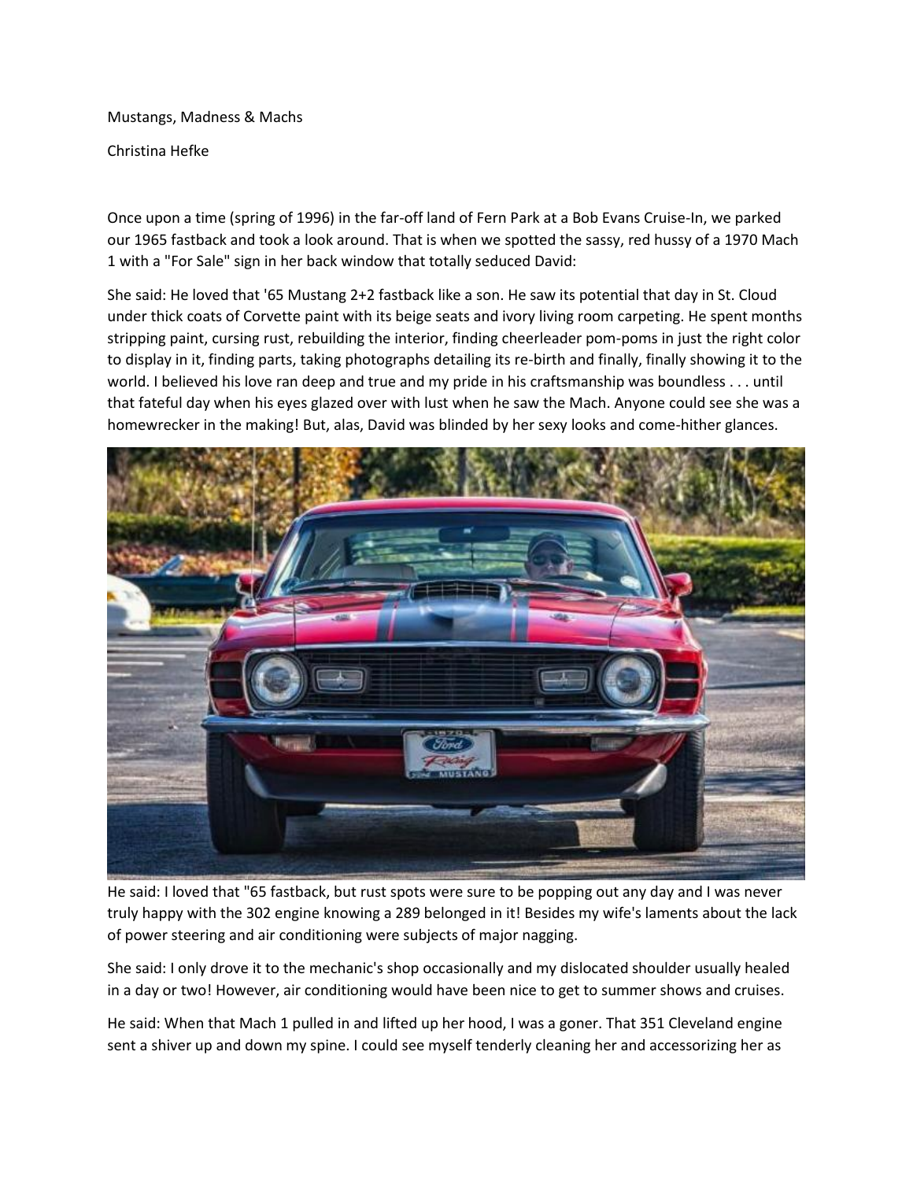Mustangs, Madness & Machs

Christina Hefke

Once upon a time (spring of 1996) in the far-off land of Fern Park at a Bob Evans Cruise-In, we parked our 1965 fastback and took a look around. That is when we spotted the sassy, red hussy of a 1970 Mach 1 with a "For Sale" sign in her back window that totally seduced David:

She said: He loved that '65 Mustang 2+2 fastback like a son. He saw its potential that day in St. Cloud under thick coats of Corvette paint with its beige seats and ivory living room carpeting. He spent months stripping paint, cursing rust, rebuilding the interior, finding cheerleader pom-poms in just the right color to display in it, finding parts, taking photographs detailing its re-birth and finally, finally showing it to the world. I believed his love ran deep and true and my pride in his craftsmanship was boundless . . . until that fateful day when his eyes glazed over with lust when he saw the Mach. Anyone could see she was a homewrecker in the making! But, alas, David was blinded by her sexy looks and come-hither glances.

He said: I loved that "65 fastback, but rust spots were sure to be popping out any day and I was never truly happy with the 302 engine knowing a 289 belonged in it! Besides my wife's laments about the lack of power steering and air conditioning were subjects of major nagging.

She said: I only drove it to the mechanic's shop occasionally and my dislocated shoulder usually healed in a day or two! However, air conditioning would have been nice to get to summer shows and cruises.

He said: When that Mach 1 pulled in and lifted up her hood, I was a goner. That 351 Cleveland engine sent a shiver up and down my spine. I could see myself tenderly cleaning her and accessorizing her as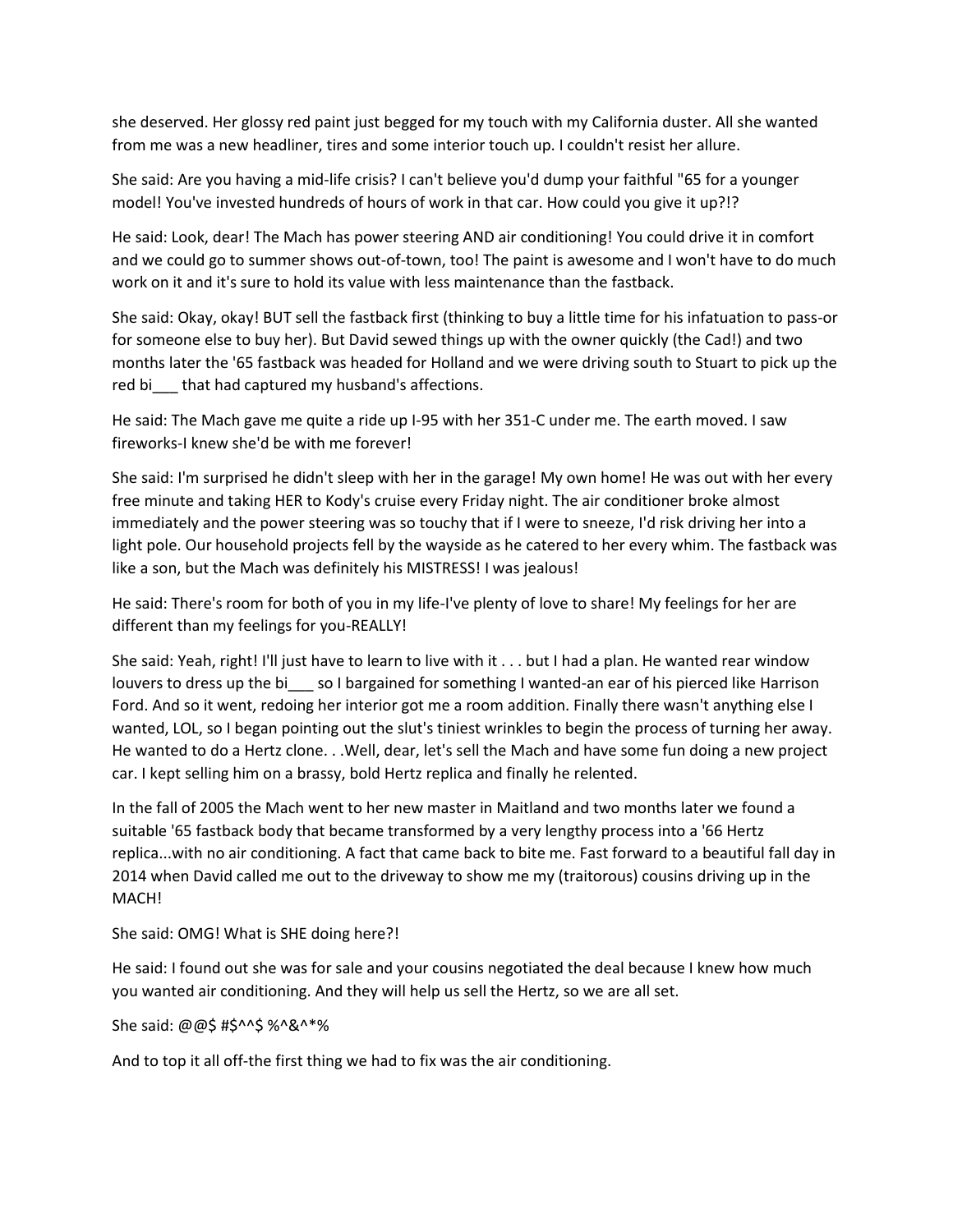she deserved. Her glossy red paint just begged for my touch with my California duster. All she wanted from me was a new headliner, tires and some interior touch up. I couldn't resist her allure.

She said: Are you having a mid-life crisis? I can't believe you'd dump your faithful "65 for a younger model! You've invested hundreds of hours of work in that car. How could you give it up?!?

He said: Look, dear! The Mach has power steering AND air conditioning! You could drive it in comfort and we could go to summer shows out-of-town, too! The paint is awesome and I won't have to do much work on it and it's sure to hold its value with less maintenance than the fastback.

She said: Okay, okay! BUT sell the fastback first (thinking to buy a little time for his infatuation to pass-or for someone else to buy her). But David sewed things up with the owner quickly (the Cad!) and two months later the '65 fastback was headed for Holland and we were driving south to Stuart to pick up the red bi___ that had captured my husband's affections.

He said: The Mach gave me quite a ride up I-95 with her 351-C under me. The earth moved. I saw fireworks-I knew she'd be with me forever!

She said: I'm surprised he didn't sleep with her in the garage! My own home! He was out with her every free minute and taking HER to Kody's cruise every Friday night. The air conditioner broke almost immediately and the power steering was so touchy that if I were to sneeze, I'd risk driving her into a light pole. Our household projects fell by the wayside as he catered to her every whim. The fastback was like a son, but the Mach was definitely his MISTRESS! I was jealous!

He said: There's room for both of you in my life-I've plenty of love to share! My feelings for her are different than my feelings for you-REALLY!

She said: Yeah, right! I'll just have to learn to live with it . . . but I had a plan. He wanted rear window louvers to dress up the bi___ so I bargained for something I wanted-an ear of his pierced like Harrison Ford. And so it went, redoing her interior got me a room addition. Finally there wasn't anything else I wanted, LOL, so I began pointing out the slut's tiniest wrinkles to begin the process of turning her away. He wanted to do a Hertz clone. . .Well, dear, let's sell the Mach and have some fun doing a new project car. I kept selling him on a brassy, bold Hertz replica and finally he relented.

In the fall of 2005 the Mach went to her new master in Maitland and two months later we found a suitable '65 fastback body that became transformed by a very lengthy process into a '66 Hertz replica...with no air conditioning. A fact that came back to bite me. Fast forward to a beautiful fall day in 2014 when David called me out to the driveway to show me my (traitorous) cousins driving up in the MACH!

She said: OMG! What is SHE doing here?!

He said: I found out she was for sale and your cousins negotiated the deal because I knew how much you wanted air conditioning. And they will help us sell the Hertz, so we are all set.

She said: @@$ #$^^$ %^&^*%

And to top it all off-the first thing we had to fix was the air conditioning.